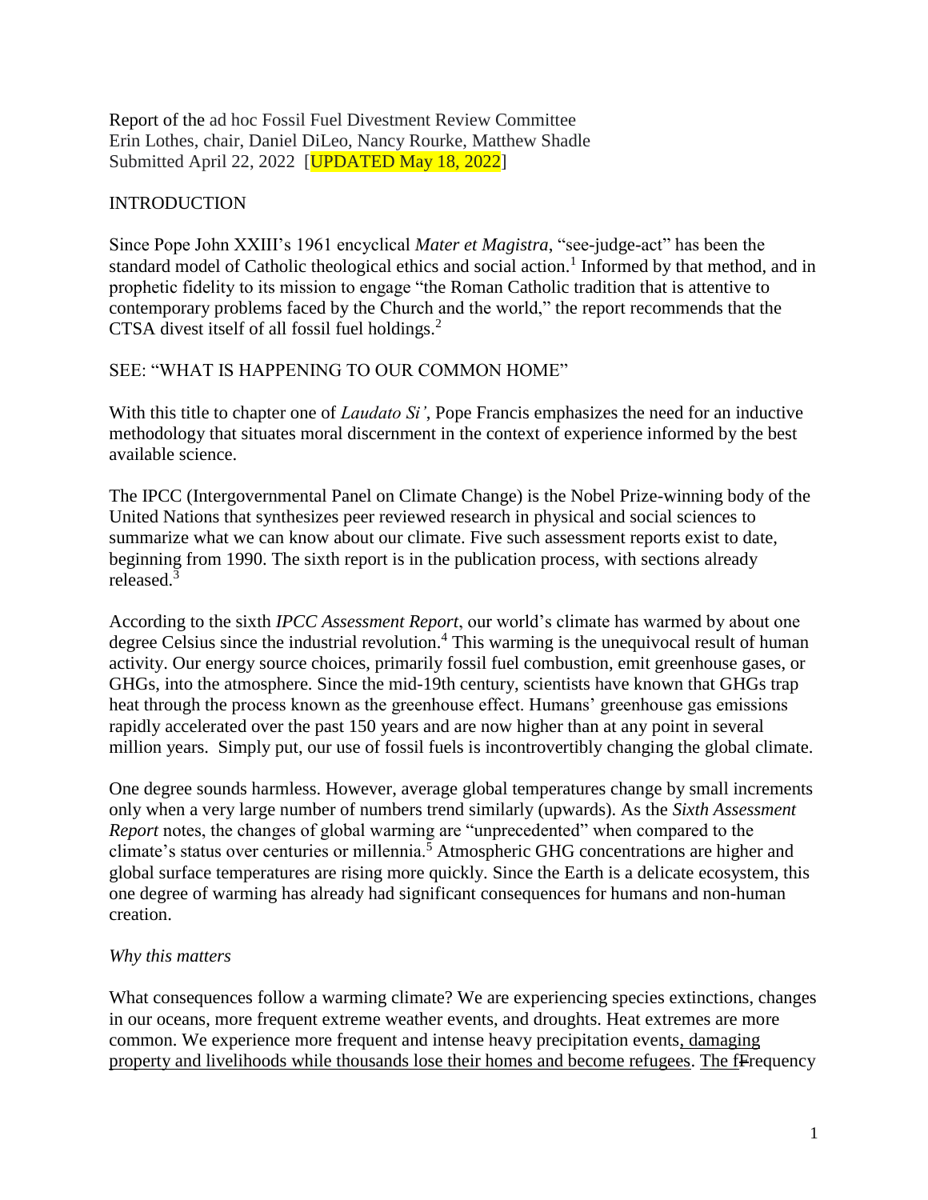Report of the ad hoc Fossil Fuel Divestment Review Committee
Erin Lothes, chair, Daniel DiLeo, Nancy Rourke, Matthew Shadle
Submitted April 22, 2022 [UPDATED May 18, 2022]

## INTRODUCTION

Since Pope John XXIII's 1961 encyclical *Mater et Magistra*, "see-judge-act" has been the standard model of Catholic theological ethics and social action.[1] Informed by that method, and in prophetic fidelity to its mission to engage "the Roman Catholic tradition that is attentive to contemporary problems faced by the Church and the world," the report recommends that the CTSA divest itself of all fossil fuel holdings.[2]

## SEE: "WHAT IS HAPPENING TO OUR COMMON HOME"

With this title to chapter one of *Laudato Si'*, Pope Francis emphasizes the need for an inductive methodology that situates moral discernment in the context of experience informed by the best available science.

The IPCC (Intergovernmental Panel on Climate Change) is the Nobel Prize-winning body of the United Nations that synthesizes peer reviewed research in physical and social sciences to summarize what we can know about our climate. Five such assessment reports exist to date, beginning from 1990. The sixth report is in the publication process, with sections already released.[3]

According to the sixth *IPCC Assessment Report*, our world's climate has warmed by about one degree Celsius since the industrial revolution.[4] This warming is the unequivocal result of human activity. Our energy source choices, primarily fossil fuel combustion, emit greenhouse gases, or GHGs, into the atmosphere. Since the mid-19th century, scientists have known that GHGs trap heat through the process known as the greenhouse effect. Humans' greenhouse gas emissions rapidly accelerated over the past 150 years and are now higher than at any point in several million years. Simply put, our use of fossil fuels is incontrovertibly changing the global climate.

One degree sounds harmless. However, average global temperatures change by small increments only when a very large number of numbers trend similarly (upwards). As the *Sixth Assessment Report* notes, the changes of global warming are "unprecedented" when compared to the climate's status over centuries or millennia.[5] Atmospheric GHG concentrations are higher and global surface temperatures are rising more quickly. Since the Earth is a delicate ecosystem, this one degree of warming has already had significant consequences for humans and non-human creation.

### *Why this matters*

What consequences follow a warming climate? We are experiencing species extinctions, changes in our oceans, more frequent extreme weather events, and droughts. Heat extremes are more common. We experience more frequent and intense heavy precipitation events, damaging property and livelihoods while thousands lose their homes and become refugees. The frequency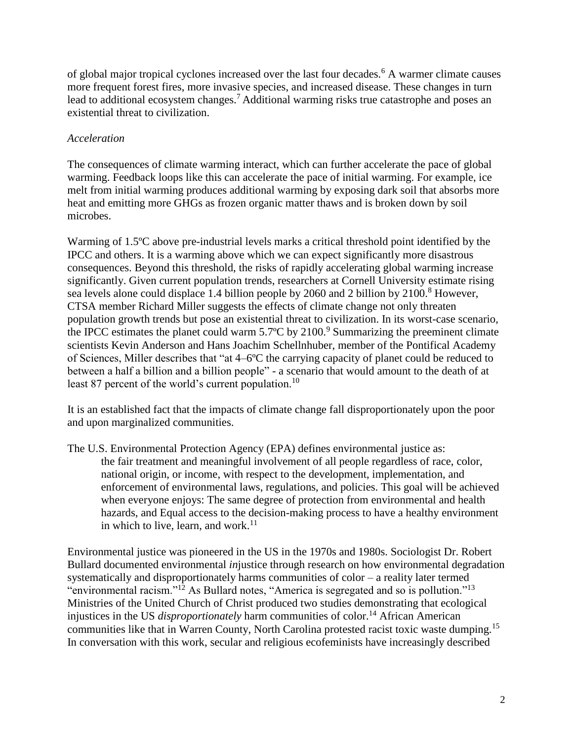of global major tropical cyclones increased over the last four decades.[6] A warmer climate causes more frequent forest fires, more invasive species, and increased disease. These changes in turn lead to additional ecosystem changes.[7] Additional warming risks true catastrophe and poses an existential threat to civilization.

*Acceleration*

The consequences of climate warming interact, which can further accelerate the pace of global warming. Feedback loops like this can accelerate the pace of initial warming. For example, ice melt from initial warming produces additional warming by exposing dark soil that absorbs more heat and emitting more GHGs as frozen organic matter thaws and is broken down by soil microbes.

Warming of 1.5ºC above pre-industrial levels marks a critical threshold point identified by the IPCC and others. It is a warming above which we can expect significantly more disastrous consequences. Beyond this threshold, the risks of rapidly accelerating global warming increase significantly. Given current population trends, researchers at Cornell University estimate rising sea levels alone could displace 1.4 billion people by 2060 and 2 billion by 2100.[8] However, CTSA member Richard Miller suggests the effects of climate change not only threaten population growth trends but pose an existential threat to civilization. In its worst-case scenario, the IPCC estimates the planet could warm 5.7ºC by 2100.[9] Summarizing the preeminent climate scientists Kevin Anderson and Hans Joachim Schellnhuber, member of the Pontifical Academy of Sciences, Miller describes that "at 4–6ºC the carrying capacity of planet could be reduced to between a half a billion and a billion people" - a scenario that would amount to the death of at least 87 percent of the world's current population.[10]

It is an established fact that the impacts of climate change fall disproportionately upon the poor and upon marginalized communities.

The U.S. Environmental Protection Agency (EPA) defines environmental justice as:

> the fair treatment and meaningful involvement of all people regardless of race, color, national origin, or income, with respect to the development, implementation, and enforcement of environmental laws, regulations, and policies. This goal will be achieved when everyone enjoys: The same degree of protection from environmental and health hazards, and Equal access to the decision-making process to have a healthy environment in which to live, learn, and work.[11]

Environmental justice was pioneered in the US in the 1970s and 1980s. Sociologist Dr. Robert Bullard documented environmental *in*justice through research on how environmental degradation systematically and disproportionately harms communities of color – a reality later termed "environmental racism."[12] As Bullard notes, "America is segregated and so is pollution."[13] Ministries of the United Church of Christ produced two studies demonstrating that ecological injustices in the US *disproportionately* harm communities of color.[14] African American communities like that in Warren County, North Carolina protested racist toxic waste dumping.[15] In conversation with this work, secular and religious ecofeminists have increasingly described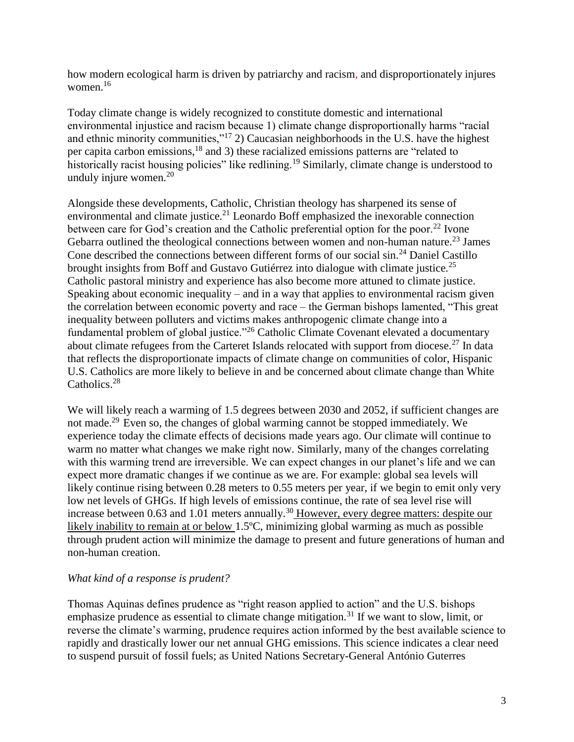how modern ecological harm is driven by patriarchy and racism, and disproportionately injures women.[16]

Today climate change is widely recognized to constitute domestic and international environmental injustice and racism because 1) climate change disproportionally harms "racial and ethnic minority communities,"[17] 2) Caucasian neighborhoods in the U.S. have the highest per capita carbon emissions,[18] and 3) these racialized emissions patterns are "related to historically racist housing policies" like redlining.[19] Similarly, climate change is understood to unduly injure women.[20]

Alongside these developments, Catholic, Christian theology has sharpened its sense of environmental and climate justice.[21] Leonardo Boff emphasized the inexorable connection between care for God's creation and the Catholic preferential option for the poor.[22] Ivone Gebarra outlined the theological connections between women and non-human nature.[23] James Cone described the connections between different forms of our social sin.[24] Daniel Castillo brought insights from Boff and Gustavo Gutiérrez into dialogue with climate justice.[25] Catholic pastoral ministry and experience has also become more attuned to climate justice. Speaking about economic inequality – and in a way that applies to environmental racism given the correlation between economic poverty and race – the German bishops lamented, "This great inequality between polluters and victims makes anthropogenic climate change into a fundamental problem of global justice."[26] Catholic Climate Covenant elevated a documentary about climate refugees from the Carteret Islands relocated with support from diocese.[27] In data that reflects the disproportionate impacts of climate change on communities of color, Hispanic U.S. Catholics are more likely to believe in and be concerned about climate change than White Catholics.[28]

We will likely reach a warming of 1.5 degrees between 2030 and 2052, if sufficient changes are not made.[29] Even so, the changes of global warming cannot be stopped immediately. We experience today the climate effects of decisions made years ago. Our climate will continue to warm no matter what changes we make right now. Similarly, many of the changes correlating with this warming trend are irreversible. We can expect changes in our planet's life and we can expect more dramatic changes if we continue as we are. For example: global sea levels will likely continue rising between 0.28 meters to 0.55 meters per year, if we begin to emit only very low net levels of GHGs. If high levels of emissions continue, the rate of sea level rise will increase between 0.63 and 1.01 meters annually.[30] However, every degree matters: despite our likely inability to remain at or below 1.5ºC, minimizing global warming as much as possible through prudent action will minimize the damage to present and future generations of human and non-human creation.

*What kind of a response is prudent?*

Thomas Aquinas defines prudence as "right reason applied to action" and the U.S. bishops emphasize prudence as essential to climate change mitigation.[31] If we want to slow, limit, or reverse the climate's warming, prudence requires action informed by the best available science to rapidly and drastically lower our net annual GHG emissions. This science indicates a clear need to suspend pursuit of fossil fuels; as United Nations Secretary-General António Guterres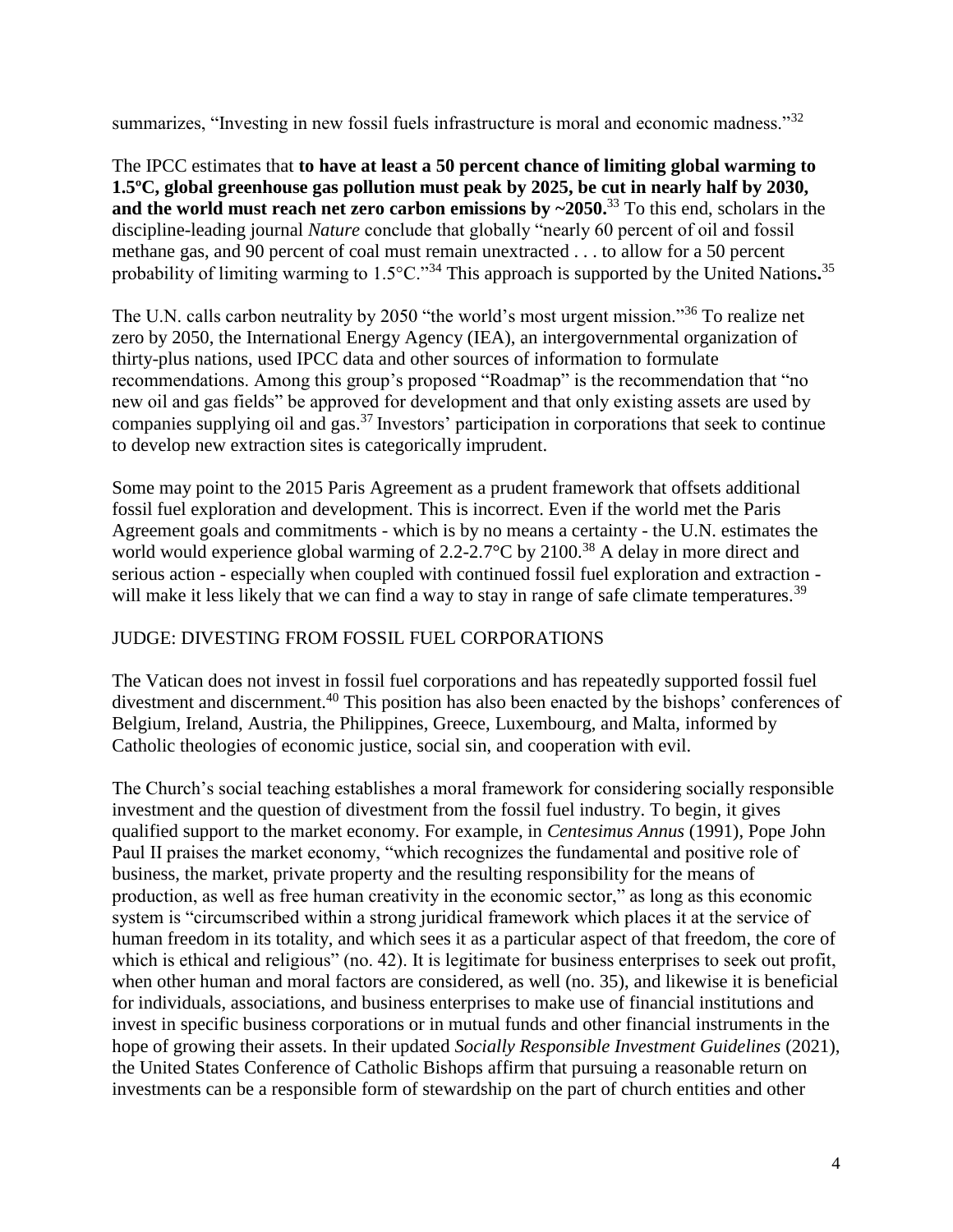summarizes, "Investing in new fossil fuels infrastructure is moral and economic madness."[32]

The IPCC estimates that **to have at least a 50 percent chance of limiting global warming to 1.5ºC, global greenhouse gas pollution must peak by 2025, be cut in nearly half by 2030, and the world must reach net zero carbon emissions by ~2050.**[33] To this end, scholars in the discipline-leading journal *Nature* conclude that globally "nearly 60 percent of oil and fossil methane gas, and 90 percent of coal must remain unextracted . . . to allow for a 50 percent probability of limiting warming to 1.5°C."[34] This approach is supported by the United Nations**.**[35]

The U.N. calls carbon neutrality by 2050 "the world's most urgent mission."[36] To realize net zero by 2050, the International Energy Agency (IEA), an intergovernmental organization of thirty-plus nations, used IPCC data and other sources of information to formulate recommendations. Among this group's proposed "Roadmap" is the recommendation that "no new oil and gas fields" be approved for development and that only existing assets are used by companies supplying oil and gas.[37] Investors' participation in corporations that seek to continue to develop new extraction sites is categorically imprudent.

Some may point to the 2015 Paris Agreement as a prudent framework that offsets additional fossil fuel exploration and development. This is incorrect. Even if the world met the Paris Agreement goals and commitments - which is by no means a certainty - the U.N. estimates the world would experience global warming of 2.2-2.7°C by 2100.[38] A delay in more direct and serious action - especially when coupled with continued fossil fuel exploration and extraction - will make it less likely that we can find a way to stay in range of safe climate temperatures.[39]

## JUDGE: DIVESTING FROM FOSSIL FUEL CORPORATIONS

The Vatican does not invest in fossil fuel corporations and has repeatedly supported fossil fuel divestment and discernment.[40] This position has also been enacted by the bishops' conferences of Belgium, Ireland, Austria, the Philippines, Greece, Luxembourg, and Malta, informed by Catholic theologies of economic justice, social sin, and cooperation with evil.

The Church's social teaching establishes a moral framework for considering socially responsible investment and the question of divestment from the fossil fuel industry. To begin, it gives qualified support to the market economy. For example, in *Centesimus Annus* (1991), Pope John Paul II praises the market economy, "which recognizes the fundamental and positive role of business, the market, private property and the resulting responsibility for the means of production, as well as free human creativity in the economic sector," as long as this economic system is "circumscribed within a strong juridical framework which places it at the service of human freedom in its totality, and which sees it as a particular aspect of that freedom, the core of which is ethical and religious" (no. 42). It is legitimate for business enterprises to seek out profit, when other human and moral factors are considered, as well (no. 35), and likewise it is beneficial for individuals, associations, and business enterprises to make use of financial institutions and invest in specific business corporations or in mutual funds and other financial instruments in the hope of growing their assets. In their updated *Socially Responsible Investment Guidelines* (2021), the United States Conference of Catholic Bishops affirm that pursuing a reasonable return on investments can be a responsible form of stewardship on the part of church entities and other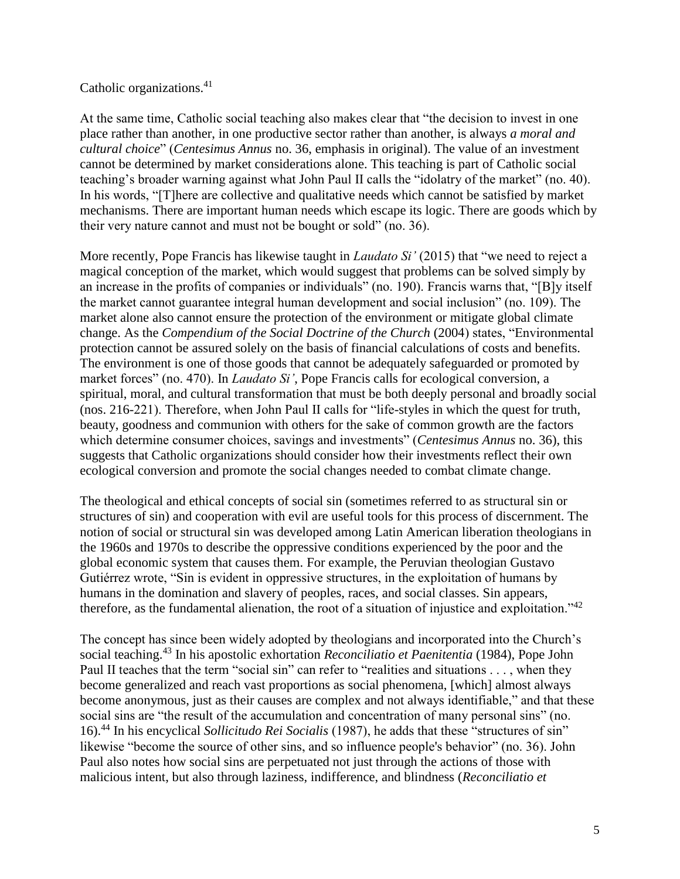Catholic organizations.[41]

At the same time, Catholic social teaching also makes clear that "the decision to invest in one place rather than another, in one productive sector rather than another, is always *a moral and cultural choice*" (*Centesimus Annus* no. 36, emphasis in original). The value of an investment cannot be determined by market considerations alone. This teaching is part of Catholic social teaching's broader warning against what John Paul II calls the "idolatry of the market" (no. 40). In his words, "[T]here are collective and qualitative needs which cannot be satisfied by market mechanisms. There are important human needs which escape its logic. There are goods which by their very nature cannot and must not be bought or sold" (no. 36).

More recently, Pope Francis has likewise taught in *Laudato Si'* (2015) that "we need to reject a magical conception of the market, which would suggest that problems can be solved simply by an increase in the profits of companies or individuals" (no. 190). Francis warns that, "[B]y itself the market cannot guarantee integral human development and social inclusion" (no. 109). The market alone also cannot ensure the protection of the environment or mitigate global climate change. As the *Compendium of the Social Doctrine of the Church* (2004) states, "Environmental protection cannot be assured solely on the basis of financial calculations of costs and benefits. The environment is one of those goods that cannot be adequately safeguarded or promoted by market forces" (no. 470). In *Laudato Si'*, Pope Francis calls for ecological conversion, a spiritual, moral, and cultural transformation that must be both deeply personal and broadly social (nos. 216-221). Therefore, when John Paul II calls for "life-styles in which the quest for truth, beauty, goodness and communion with others for the sake of common growth are the factors which determine consumer choices, savings and investments" (*Centesimus Annus* no. 36), this suggests that Catholic organizations should consider how their investments reflect their own ecological conversion and promote the social changes needed to combat climate change.

The theological and ethical concepts of social sin (sometimes referred to as structural sin or structures of sin) and cooperation with evil are useful tools for this process of discernment. The notion of social or structural sin was developed among Latin American liberation theologians in the 1960s and 1970s to describe the oppressive conditions experienced by the poor and the global economic system that causes them. For example, the Peruvian theologian Gustavo Gutiérrez wrote, "Sin is evident in oppressive structures, in the exploitation of humans by humans in the domination and slavery of peoples, races, and social classes. Sin appears, therefore, as the fundamental alienation, the root of a situation of injustice and exploitation."[42]

The concept has since been widely adopted by theologians and incorporated into the Church's social teaching.[43] In his apostolic exhortation *Reconciliatio et Paenitentia* (1984), Pope John Paul II teaches that the term "social sin" can refer to "realities and situations . . . , when they become generalized and reach vast proportions as social phenomena, [which] almost always become anonymous, just as their causes are complex and not always identifiable," and that these social sins are "the result of the accumulation and concentration of many personal sins" (no. 16).[44] In his encyclical *Sollicitudo Rei Socialis* (1987), he adds that these "structures of sin" likewise "become the source of other sins, and so influence people's behavior" (no. 36). John Paul also notes how social sins are perpetuated not just through the actions of those with malicious intent, but also through laziness, indifference, and blindness (*Reconciliatio et*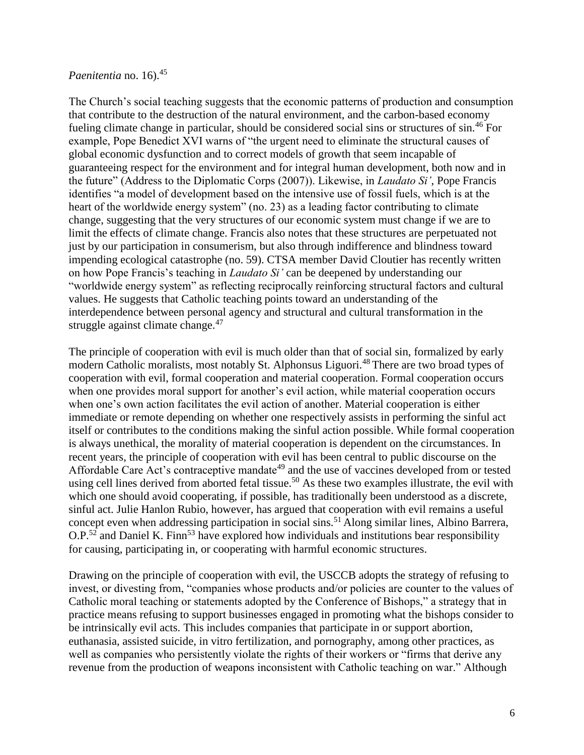*Paenitentia* no. 16).[45]

The Church's social teaching suggests that the economic patterns of production and consumption that contribute to the destruction of the natural environment, and the carbon-based economy fueling climate change in particular, should be considered social sins or structures of sin.[46] For example, Pope Benedict XVI warns of "the urgent need to eliminate the structural causes of global economic dysfunction and to correct models of growth that seem incapable of guaranteeing respect for the environment and for integral human development, both now and in the future" (Address to the Diplomatic Corps (2007)). Likewise, in *Laudato Si'*, Pope Francis identifies "a model of development based on the intensive use of fossil fuels, which is at the heart of the worldwide energy system" (no. 23) as a leading factor contributing to climate change, suggesting that the very structures of our economic system must change if we are to limit the effects of climate change. Francis also notes that these structures are perpetuated not just by our participation in consumerism, but also through indifference and blindness toward impending ecological catastrophe (no. 59). CTSA member David Cloutier has recently written on how Pope Francis's teaching in *Laudato Si'* can be deepened by understanding our "worldwide energy system" as reflecting reciprocally reinforcing structural factors and cultural values. He suggests that Catholic teaching points toward an understanding of the interdependence between personal agency and structural and cultural transformation in the struggle against climate change.[47]

The principle of cooperation with evil is much older than that of social sin, formalized by early modern Catholic moralists, most notably St. Alphonsus Liguori.[48] There are two broad types of cooperation with evil, formal cooperation and material cooperation. Formal cooperation occurs when one provides moral support for another's evil action, while material cooperation occurs when one's own action facilitates the evil action of another. Material cooperation is either immediate or remote depending on whether one respectively assists in performing the sinful act itself or contributes to the conditions making the sinful action possible. While formal cooperation is always unethical, the morality of material cooperation is dependent on the circumstances. In recent years, the principle of cooperation with evil has been central to public discourse on the Affordable Care Act's contraceptive mandate[49] and the use of vaccines developed from or tested using cell lines derived from aborted fetal tissue.[50] As these two examples illustrate, the evil with which one should avoid cooperating, if possible, has traditionally been understood as a discrete, sinful act. Julie Hanlon Rubio, however, has argued that cooperation with evil remains a useful concept even when addressing participation in social sins.[51] Along similar lines, Albino Barrera, O.P.[52] and Daniel K. Finn[53] have explored how individuals and institutions bear responsibility for causing, participating in, or cooperating with harmful economic structures.

Drawing on the principle of cooperation with evil, the USCCB adopts the strategy of refusing to invest, or divesting from, "companies whose products and/or policies are counter to the values of Catholic moral teaching or statements adopted by the Conference of Bishops," a strategy that in practice means refusing to support businesses engaged in promoting what the bishops consider to be intrinsically evil acts. This includes companies that participate in or support abortion, euthanasia, assisted suicide, in vitro fertilization, and pornography, among other practices, as well as companies who persistently violate the rights of their workers or "firms that derive any revenue from the production of weapons inconsistent with Catholic teaching on war." Although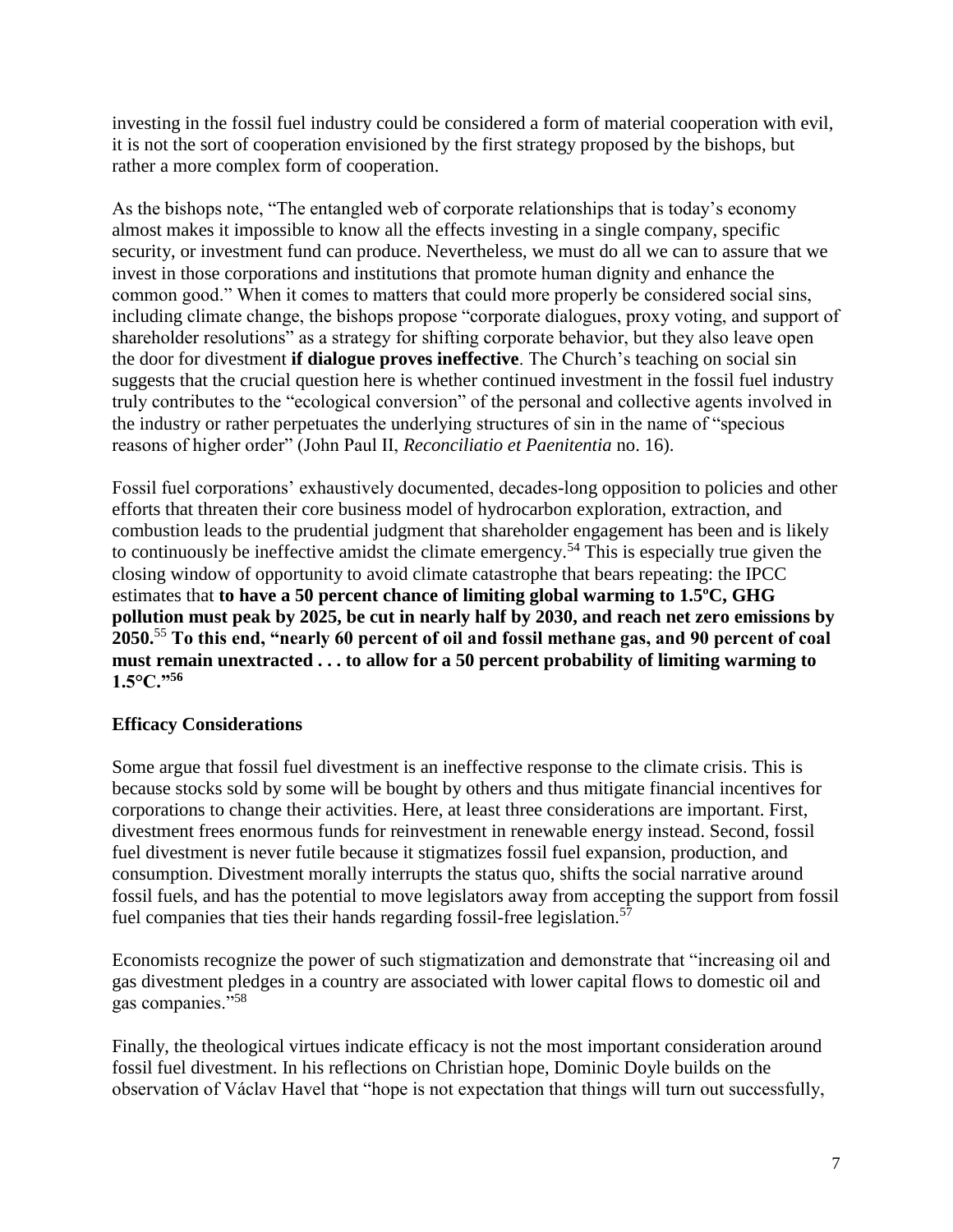investing in the fossil fuel industry could be considered a form of material cooperation with evil, it is not the sort of cooperation envisioned by the first strategy proposed by the bishops, but rather a more complex form of cooperation.

As the bishops note, "The entangled web of corporate relationships that is today's economy almost makes it impossible to know all the effects investing in a single company, specific security, or investment fund can produce. Nevertheless, we must do all we can to assure that we invest in those corporations and institutions that promote human dignity and enhance the common good." When it comes to matters that could more properly be considered social sins, including climate change, the bishops propose "corporate dialogues, proxy voting, and support of shareholder resolutions" as a strategy for shifting corporate behavior, but they also leave open the door for divestment **if dialogue proves ineffective**. The Church's teaching on social sin suggests that the crucial question here is whether continued investment in the fossil fuel industry truly contributes to the "ecological conversion" of the personal and collective agents involved in the industry or rather perpetuates the underlying structures of sin in the name of "specious reasons of higher order" (John Paul II, *Reconciliatio et Paenitentia* no. 16).

Fossil fuel corporations' exhaustively documented, decades-long opposition to policies and other efforts that threaten their core business model of hydrocarbon exploration, extraction, and combustion leads to the prudential judgment that shareholder engagement has been and is likely to continuously be ineffective amidst the climate emergency.[54] This is especially true given the closing window of opportunity to avoid climate catastrophe that bears repeating: the IPCC estimates that **to have a 50 percent chance of limiting global warming to 1.5ºC, GHG pollution must peak by 2025, be cut in nearly half by 2030, and reach net zero emissions by 2050.**[55] **To this end, "nearly 60 percent of oil and fossil methane gas, and 90 percent of coal must remain unextracted . . . to allow for a 50 percent probability of limiting warming to 1.5°C."**[56]

### Efficacy Considerations

Some argue that fossil fuel divestment is an ineffective response to the climate crisis. This is because stocks sold by some will be bought by others and thus mitigate financial incentives for corporations to change their activities. Here, at least three considerations are important. First, divestment frees enormous funds for reinvestment in renewable energy instead. Second, fossil fuel divestment is never futile because it stigmatizes fossil fuel expansion, production, and consumption. Divestment morally interrupts the status quo, shifts the social narrative around fossil fuels, and has the potential to move legislators away from accepting the support from fossil fuel companies that ties their hands regarding fossil-free legislation.[57]

Economists recognize the power of such stigmatization and demonstrate that "increasing oil and gas divestment pledges in a country are associated with lower capital flows to domestic oil and gas companies."[58]

Finally, the theological virtues indicate efficacy is not the most important consideration around fossil fuel divestment. In his reflections on Christian hope, Dominic Doyle builds on the observation of Václav Havel that "hope is not expectation that things will turn out successfully,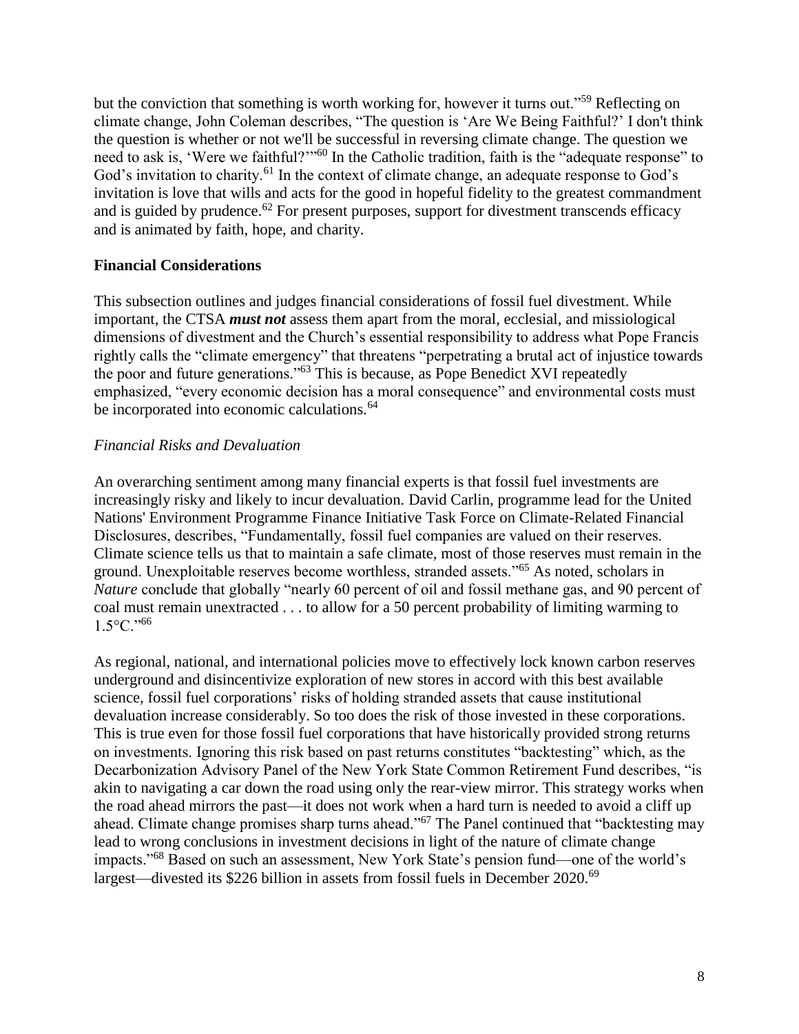but the conviction that something is worth working for, however it turns out."[59] Reflecting on climate change, John Coleman describes, "The question is 'Are We Being Faithful?' I don't think the question is whether or not we'll be successful in reversing climate change. The question we need to ask is, 'Were we faithful?'"[60] In the Catholic tradition, faith is the "adequate response" to God's invitation to charity.[61] In the context of climate change, an adequate response to God's invitation is love that wills and acts for the good in hopeful fidelity to the greatest commandment and is guided by prudence.[62] For present purposes, support for divestment transcends efficacy and is animated by faith, hope, and charity.

### Financial Considerations

This subsection outlines and judges financial considerations of fossil fuel divestment. While important, the CTSA ***must not*** assess them apart from the moral, ecclesial, and missiological dimensions of divestment and the Church's essential responsibility to address what Pope Francis rightly calls the "climate emergency" that threatens "perpetrating a brutal act of injustice towards the poor and future generations."[63] This is because, as Pope Benedict XVI repeatedly emphasized, "every economic decision has a moral consequence" and environmental costs must be incorporated into economic calculations.[64]

#### *Financial Risks and Devaluation*

An overarching sentiment among many financial experts is that fossil fuel investments are increasingly risky and likely to incur devaluation. David Carlin, programme lead for the United Nations' Environment Programme Finance Initiative Task Force on Climate-Related Financial Disclosures, describes, "Fundamentally, fossil fuel companies are valued on their reserves. Climate science tells us that to maintain a safe climate, most of those reserves must remain in the ground. Unexploitable reserves become worthless, stranded assets."[65] As noted, scholars in *Nature* conclude that globally "nearly 60 percent of oil and fossil methane gas, and 90 percent of coal must remain unextracted . . . to allow for a 50 percent probability of limiting warming to 1.5°C."[66]

As regional, national, and international policies move to effectively lock known carbon reserves underground and disincentivize exploration of new stores in accord with this best available science, fossil fuel corporations' risks of holding stranded assets that cause institutional devaluation increase considerably. So too does the risk of those invested in these corporations. This is true even for those fossil fuel corporations that have historically provided strong returns on investments. Ignoring this risk based on past returns constitutes "backtesting" which, as the Decarbonization Advisory Panel of the New York State Common Retirement Fund describes, "is akin to navigating a car down the road using only the rear-view mirror. This strategy works when the road ahead mirrors the past—it does not work when a hard turn is needed to avoid a cliff up ahead. Climate change promises sharp turns ahead."[67] The Panel continued that "backtesting may lead to wrong conclusions in investment decisions in light of the nature of climate change impacts."[68] Based on such an assessment, New York State's pension fund—one of the world's largest—divested its $226 billion in assets from fossil fuels in December 2020.[69]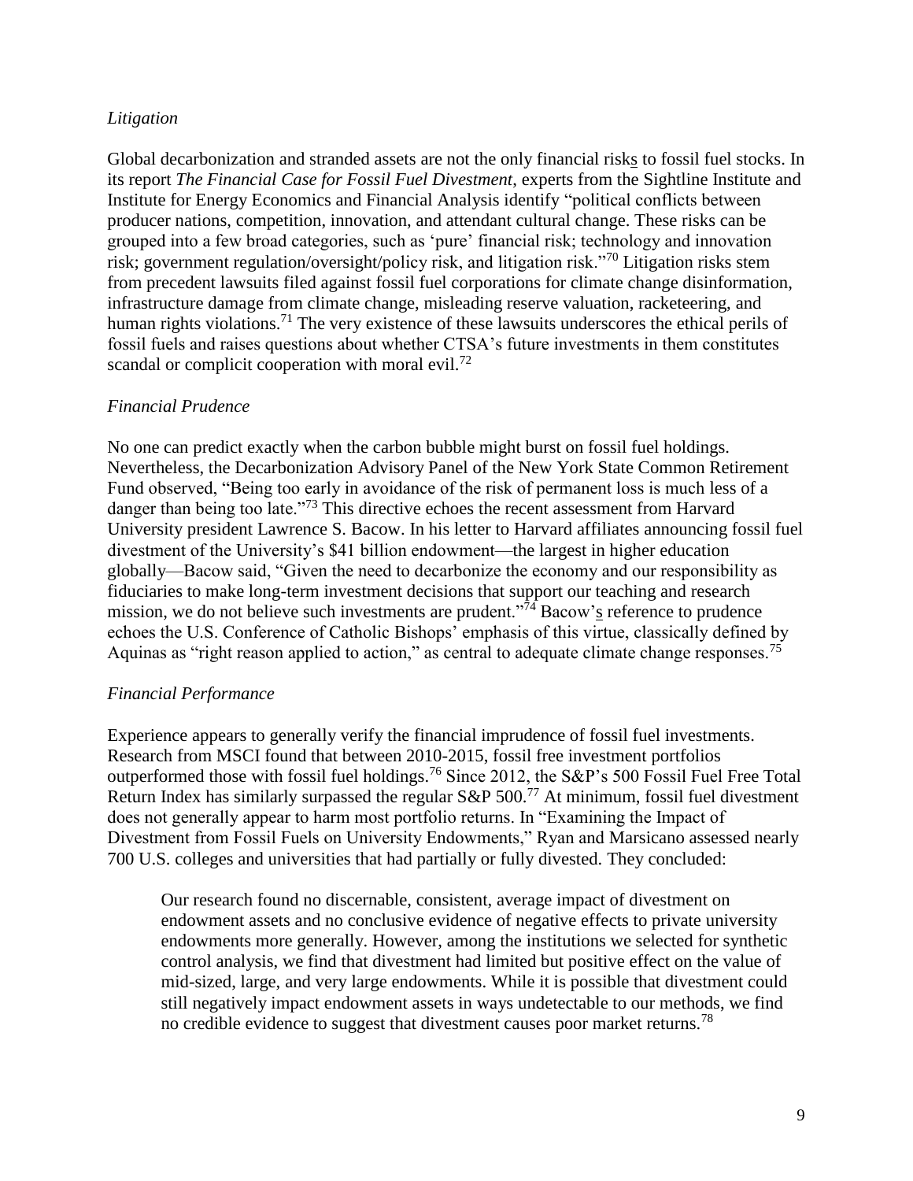*Litigation*

Global decarbonization and stranded assets are not the only financial risks to fossil fuel stocks. In its report *The Financial Case for Fossil Fuel Divestment*, experts from the Sightline Institute and Institute for Energy Economics and Financial Analysis identify "political conflicts between producer nations, competition, innovation, and attendant cultural change. These risks can be grouped into a few broad categories, such as 'pure' financial risk; technology and innovation risk; government regulation/oversight/policy risk, and litigation risk."[70] Litigation risks stem from precedent lawsuits filed against fossil fuel corporations for climate change disinformation, infrastructure damage from climate change, misleading reserve valuation, racketeering, and human rights violations.[71] The very existence of these lawsuits underscores the ethical perils of fossil fuels and raises questions about whether CTSA's future investments in them constitutes scandal or complicit cooperation with moral evil.[72]

*Financial Prudence*

No one can predict exactly when the carbon bubble might burst on fossil fuel holdings. Nevertheless, the Decarbonization Advisory Panel of the New York State Common Retirement Fund observed, "Being too early in avoidance of the risk of permanent loss is much less of a danger than being too late."[73] This directive echoes the recent assessment from Harvard University president Lawrence S. Bacow. In his letter to Harvard affiliates announcing fossil fuel divestment of the University's $41 billion endowment—the largest in higher education globally—Bacow said, "Given the need to decarbonize the economy and our responsibility as fiduciaries to make long-term investment decisions that support our teaching and research mission, we do not believe such investments are prudent."[74] Bacow's reference to prudence echoes the U.S. Conference of Catholic Bishops' emphasis of this virtue, classically defined by Aquinas as "right reason applied to action," as central to adequate climate change responses.[75]

*Financial Performance*

Experience appears to generally verify the financial imprudence of fossil fuel investments. Research from MSCI found that between 2010-2015, fossil free investment portfolios outperformed those with fossil fuel holdings.[76] Since 2012, the S&P's 500 Fossil Fuel Free Total Return Index has similarly surpassed the regular S&P 500.[77] At minimum, fossil fuel divestment does not generally appear to harm most portfolio returns. In "Examining the Impact of Divestment from Fossil Fuels on University Endowments," Ryan and Marsicano assessed nearly 700 U.S. colleges and universities that had partially or fully divested. They concluded:

> Our research found no discernable, consistent, average impact of divestment on endowment assets and no conclusive evidence of negative effects to private university endowments more generally. However, among the institutions we selected for synthetic control analysis, we find that divestment had limited but positive effect on the value of mid-sized, large, and very large endowments. While it is possible that divestment could still negatively impact endowment assets in ways undetectable to our methods, we find no credible evidence to suggest that divestment causes poor market returns.[78]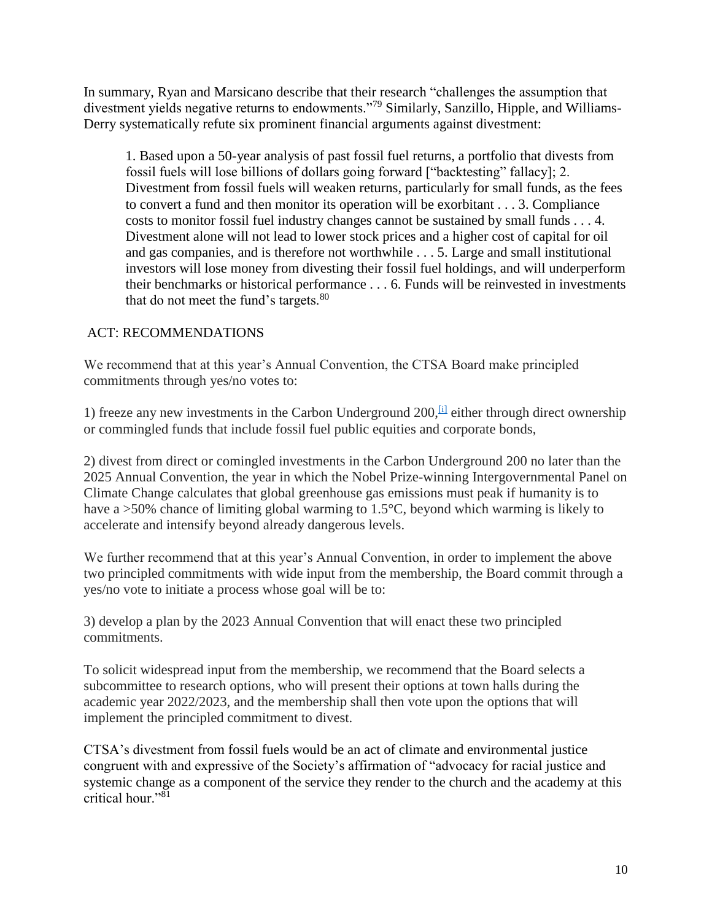In summary, Ryan and Marsicano describe that their research "challenges the assumption that divestment yields negative returns to endowments."[79] Similarly, Sanzillo, Hipple, and Williams-Derry systematically refute six prominent financial arguments against divestment:

> 1. Based upon a 50-year analysis of past fossil fuel returns, a portfolio that divests from fossil fuels will lose billions of dollars going forward ["backtesting" fallacy]; 2. Divestment from fossil fuels will weaken returns, particularly for small funds, as the fees to convert a fund and then monitor its operation will be exorbitant . . . 3. Compliance costs to monitor fossil fuel industry changes cannot be sustained by small funds . . . 4. Divestment alone will not lead to lower stock prices and a higher cost of capital for oil and gas companies, and is therefore not worthwhile . . . 5. Large and small institutional investors will lose money from divesting their fossil fuel holdings, and will underperform their benchmarks or historical performance . . . 6. Funds will be reinvested in investments that do not meet the fund's targets.[80]

## ACT: RECOMMENDATIONS

We recommend that at this year's Annual Convention, the CTSA Board make principled commitments through yes/no votes to:

1) freeze any new investments in the Carbon Underground 200,[i] either through direct ownership or commingled funds that include fossil fuel public equities and corporate bonds,

2) divest from direct or comingled investments in the Carbon Underground 200 no later than the 2025 Annual Convention, the year in which the Nobel Prize-winning Intergovernmental Panel on Climate Change calculates that global greenhouse gas emissions must peak if humanity is to have a >50% chance of limiting global warming to 1.5°C, beyond which warming is likely to accelerate and intensify beyond already dangerous levels.

We further recommend that at this year's Annual Convention, in order to implement the above two principled commitments with wide input from the membership, the Board commit through a yes/no vote to initiate a process whose goal will be to:

3) develop a plan by the 2023 Annual Convention that will enact these two principled commitments.

To solicit widespread input from the membership, we recommend that the Board selects a subcommittee to research options, who will present their options at town halls during the academic year 2022/2023, and the membership shall then vote upon the options that will implement the principled commitment to divest.

CTSA's divestment from fossil fuels would be an act of climate and environmental justice congruent with and expressive of the Society's affirmation of "advocacy for racial justice and systemic change as a component of the service they render to the church and the academy at this critical hour."[81]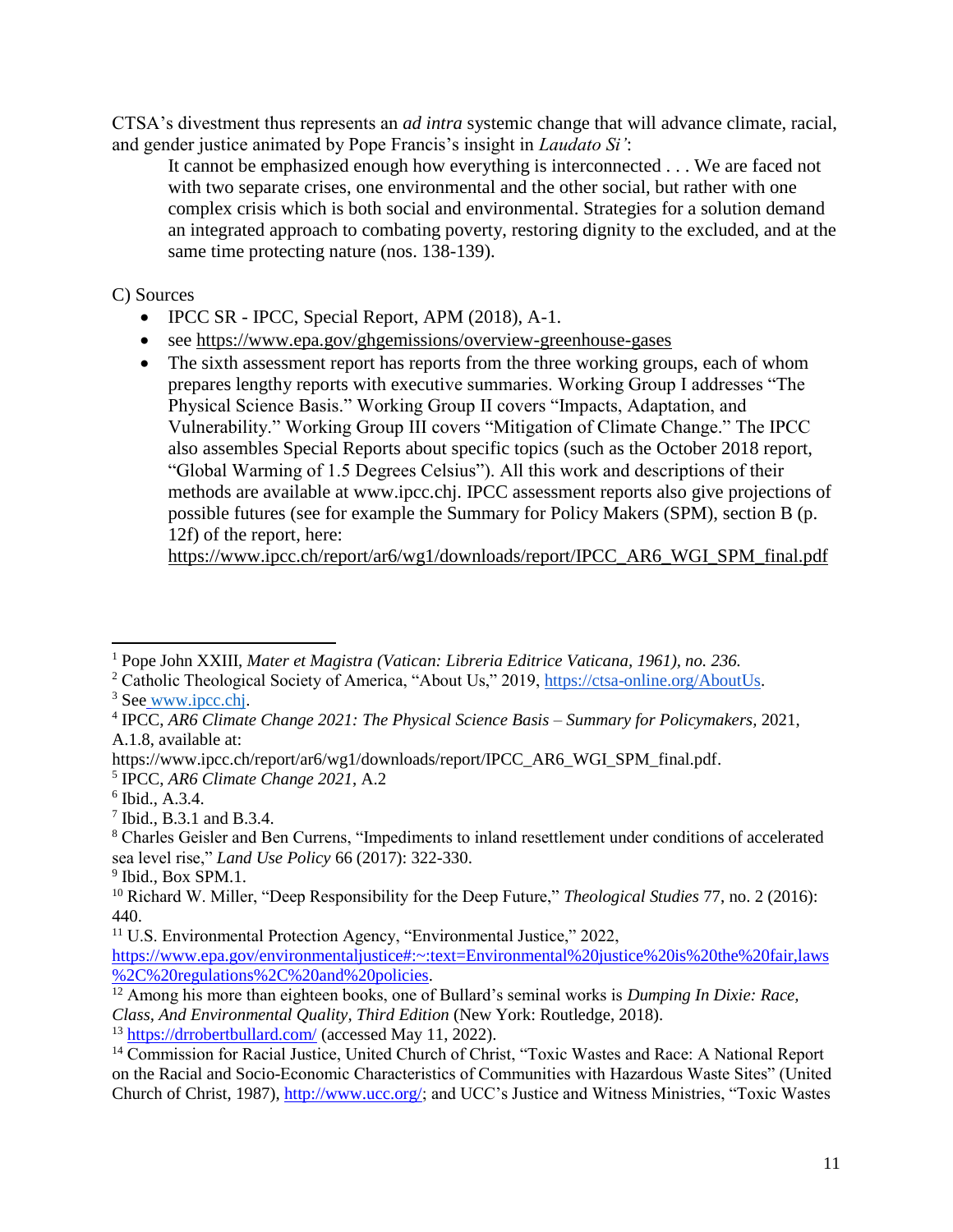CTSA's divestment thus represents an *ad intra* systemic change that will advance climate, racial, and gender justice animated by Pope Francis's insight in *Laudato Si'*:

> It cannot be emphasized enough how everything is interconnected . . . We are faced not with two separate crises, one environmental and the other social, but rather with one complex crisis which is both social and environmental. Strategies for a solution demand an integrated approach to combating poverty, restoring dignity to the excluded, and at the same time protecting nature (nos. 138-139).

C) Sources

- IPCC SR - IPCC, Special Report, APM (2018), A-1.
- see https://www.epa.gov/ghgemissions/overview-greenhouse-gases
- The sixth assessment report has reports from the three working groups, each of whom prepares lengthy reports with executive summaries. Working Group I addresses "The Physical Science Basis." Working Group II covers "Impacts, Adaptation, and Vulnerability." Working Group III covers "Mitigation of Climate Change." The IPCC also assembles Special Reports about specific topics (such as the October 2018 report, "Global Warming of 1.5 Degrees Celsius"). All this work and descriptions of their methods are available at www.ipcc.chj. IPCC assessment reports also give projections of possible futures (see for example the Summary for Policy Makers (SPM), section B (p. 12f) of the report, here: https://www.ipcc.ch/report/ar6/wg1/downloads/report/IPCC_AR6_WGI_SPM_final.pdf

---

[1] Pope John XXIII, *Mater et Magistra (Vatican: Libreria Editrice Vaticana, 1961), no. 236.*

[2] Catholic Theological Society of America, "About Us," 2019, https://ctsa-online.org/AboutUs.

[3] See www.ipcc.chj.

[4] IPCC, *AR6 Climate Change 2021: The Physical Science Basis – Summary for Policymakers,* 2021, A.1.8, available at: https://www.ipcc.ch/report/ar6/wg1/downloads/report/IPCC_AR6_WGI_SPM_final.pdf.

[5] IPCC, *AR6 Climate Change 2021*, A.2

[6] Ibid., A.3.4.

[7] Ibid., B.3.1 and B.3.4.

[8] Charles Geisler and Ben Currens, "Impediments to inland resettlement under conditions of accelerated sea level rise," *Land Use Policy* 66 (2017): 322-330.

[9] Ibid., Box SPM.1.

[10] Richard W. Miller, "Deep Responsibility for the Deep Future," *Theological Studies* 77, no. 2 (2016): 440.

[11] U.S. Environmental Protection Agency, "Environmental Justice," 2022, https://www.epa.gov/environmentaljustice#:~:text=Environmental%20justice%20is%20the%20fair,laws%2C%20regulations%2C%20and%20policies.

[12] Among his more than eighteen books, one of Bullard's seminal works is *Dumping In Dixie: Race, Class, And Environmental Quality, Third Edition* (New York: Routledge, 2018).

[13] https://drrobertbullard.com/ (accessed May 11, 2022).

[14] Commission for Racial Justice, United Church of Christ, "Toxic Wastes and Race: A National Report on the Racial and Socio-Economic Characteristics of Communities with Hazardous Waste Sites" (United Church of Christ, 1987), http://www.ucc.org/; and UCC's Justice and Witness Ministries, "Toxic Wastes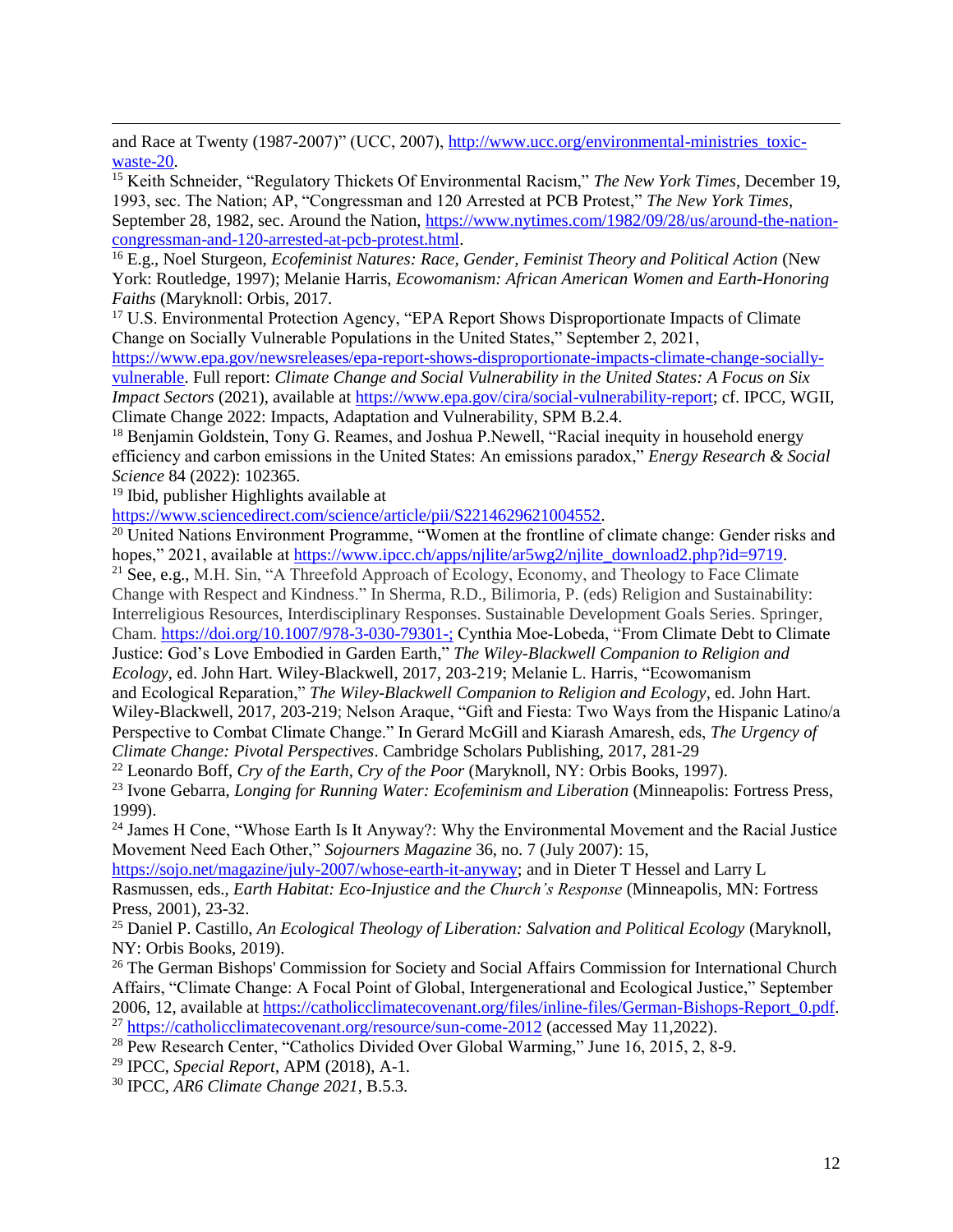and Race at Twenty (1987-2007)" (UCC, 2007), http://www.ucc.org/environmental-ministries_toxic-waste-20.

[15] Keith Schneider, "Regulatory Thickets Of Environmental Racism," *The New York Times*, December 19, 1993, sec. The Nation; AP, "Congressman and 120 Arrested at PCB Protest," *The New York Times*, September 28, 1982, sec. Around the Nation, https://www.nytimes.com/1982/09/28/us/around-the-nation-congressman-and-120-arrested-at-pcb-protest.html.

[16] E.g., Noel Sturgeon, *Ecofeminist Natures: Race, Gender, Feminist Theory and Political Action* (New York: Routledge, 1997); Melanie Harris, *Ecowomanism: African American Women and Earth-Honoring Faiths* (Maryknoll: Orbis, 2017.

[17] U.S. Environmental Protection Agency, "EPA Report Shows Disproportionate Impacts of Climate Change on Socially Vulnerable Populations in the United States," September 2, 2021, https://www.epa.gov/newsreleases/epa-report-shows-disproportionate-impacts-climate-change-socially-vulnerable. Full report: *Climate Change and Social Vulnerability in the United States: A Focus on Six Impact Sectors* (2021), available at https://www.epa.gov/cira/social-vulnerability-report; cf. IPCC, WGII, Climate Change 2022: Impacts, Adaptation and Vulnerability, SPM B.2.4.

[18] Benjamin Goldstein, Tony G. Reames, and Joshua P.Newell, "Racial inequity in household energy efficiency and carbon emissions in the United States: An emissions paradox," *Energy Research & Social Science* 84 (2022): 102365.

[19] Ibid, publisher Highlights available at https://www.sciencedirect.com/science/article/pii/S2214629621004552.

[20] United Nations Environment Programme, "Women at the frontline of climate change: Gender risks and hopes," 2021, available at https://www.ipcc.ch/apps/njlite/ar5wg2/njlite_download2.php?id=9719.

[21] See, e.g., M.H. Sin, "A Threefold Approach of Ecology, Economy, and Theology to Face Climate Change with Respect and Kindness." In Sherma, R.D., Bilimoria, P. (eds) Religion and Sustainability: Interreligious Resources, Interdisciplinary Responses. Sustainable Development Goals Series. Springer, Cham. https://doi.org/10.1007/978-3-030-79301-; Cynthia Moe-Lobeda, "From Climate Debt to Climate Justice: God's Love Embodied in Garden Earth," *The Wiley-Blackwell Companion to Religion and Ecology*, ed. John Hart. Wiley-Blackwell, 2017, 203-219; Melanie L. Harris, "Ecowomanism and Ecological Reparation," *The Wiley-Blackwell Companion to Religion and Ecology*, ed. John Hart. Wiley-Blackwell, 2017, 203-219; Nelson Araque, "Gift and Fiesta: Two Ways from the Hispanic Latino/a Perspective to Combat Climate Change." In Gerard McGill and Kiarash Amaresh, eds, *The Urgency of Climate Change: Pivotal Perspectives*. Cambridge Scholars Publishing, 2017, 281-29

[22] Leonardo Boff, *Cry of the Earth, Cry of the Poor* (Maryknoll, NY: Orbis Books, 1997).

[23] Ivone Gebarra, *Longing for Running Water: Ecofeminism and Liberation* (Minneapolis: Fortress Press, 1999).

[24] James H Cone, "Whose Earth Is It Anyway?: Why the Environmental Movement and the Racial Justice Movement Need Each Other," *Sojourners Magazine* 36, no. 7 (July 2007): 15, https://sojo.net/magazine/july-2007/whose-earth-it-anyway; and in Dieter T Hessel and Larry L Rasmussen, eds., *Earth Habitat: Eco-Injustice and the Church's Response* (Minneapolis, MN: Fortress Press, 2001), 23-32.

[25] Daniel P. Castillo, *An Ecological Theology of Liberation: Salvation and Political Ecology* (Maryknoll, NY: Orbis Books, 2019).

[26] The German Bishops' Commission for Society and Social Affairs Commission for International Church Affairs, "Climate Change: A Focal Point of Global, Intergenerational and Ecological Justice," September 2006, 12, available at https://catholicclimatecovenant.org/files/inline-files/German-Bishops-Report_0.pdf.

[27] https://catholicclimatecovenant.org/resource/sun-come-2012 (accessed May 11,2022).

[28] Pew Research Center, "Catholics Divided Over Global Warming," June 16, 2015, 2, 8-9.

[29] IPCC, *Special Report*, APM (2018), A-1.

[30] IPCC, *AR6 Climate Change 2021*, B.5.3.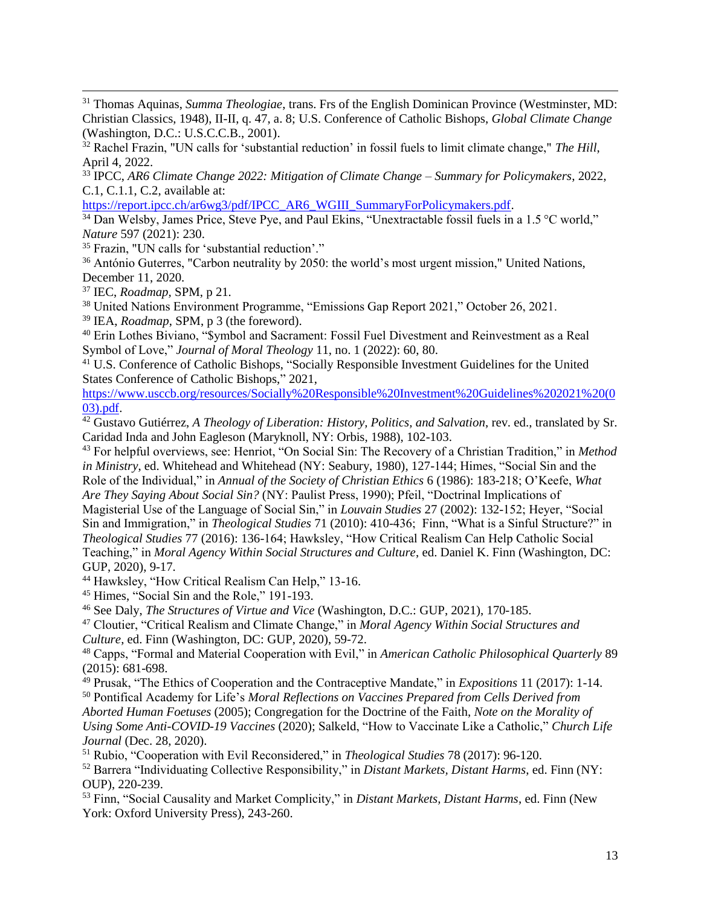[31] Thomas Aquinas, *Summa Theologiae*, trans. Frs of the English Dominican Province (Westminster, MD: Christian Classics, 1948), II-II, q. 47, a. 8; U.S. Conference of Catholic Bishops, *Global Climate Change* (Washington, D.C.: U.S.C.C.B., 2001).

[32] Rachel Frazin, "UN calls for 'substantial reduction' in fossil fuels to limit climate change," *The Hill*, April 4, 2022.

[33] IPCC, *AR6 Climate Change 2022: Mitigation of Climate Change – Summary for Policymakers*, 2022, C.1, C.1.1, C.2, available at: https://report.ipcc.ch/ar6wg3/pdf/IPCC_AR6_WGIII_SummaryForPolicymakers.pdf.

[34] Dan Welsby, James Price, Steve Pye, and Paul Ekins, "Unextractable fossil fuels in a 1.5 °C world," *Nature* 597 (2021): 230.

[35] Frazin, "UN calls for 'substantial reduction'."

[36] António Guterres, "Carbon neutrality by 2050: the world's most urgent mission," United Nations, December 11, 2020.

[37] IEC, *Roadmap*, SPM, p 21.

[38] United Nations Environment Programme, "Emissions Gap Report 2021," October 26, 2021.

[39] IEA, *Roadmap*, SPM, p 3 (the foreword).

[40] Erin Lothes Biviano, "$ymbol and Sacrament: Fossil Fuel Divestment and Reinvestment as a Real Symbol of Love," *Journal of Moral Theology* 11, no. 1 (2022): 60, 80.

[41] U.S. Conference of Catholic Bishops, "Socially Responsible Investment Guidelines for the United States Conference of Catholic Bishops," 2021, https://www.usccb.org/resources/Socially%20Responsible%20Investment%20Guidelines%202021%20(003).pdf.

[42] Gustavo Gutiérrez, *A Theology of Liberation: History, Politics, and Salvation*, rev. ed., translated by Sr. Caridad Inda and John Eagleson (Maryknoll, NY: Orbis, 1988), 102-103.

[43] For helpful overviews, see: Henriot, "On Social Sin: The Recovery of a Christian Tradition," in *Method in Ministry*, ed. Whitehead and Whitehead (NY: Seabury, 1980), 127-144; Himes, "Social Sin and the Role of the Individual," in *Annual of the Society of Christian Ethics* 6 (1986): 183-218; O'Keefe, *What Are They Saying About Social Sin?* (NY: Paulist Press, 1990); Pfeil, "Doctrinal Implications of Magisterial Use of the Language of Social Sin," in *Louvain Studies* 27 (2002): 132-152; Heyer, "Social Sin and Immigration," in *Theological Studies* 71 (2010): 410-436; Finn, "What is a Sinful Structure?" in *Theological Studies* 77 (2016): 136-164; Hawksley, "How Critical Realism Can Help Catholic Social Teaching," in *Moral Agency Within Social Structures and Culture*, ed. Daniel K. Finn (Washington, DC: GUP, 2020), 9-17.

[44] Hawksley, "How Critical Realism Can Help," 13-16.

[45] Himes, "Social Sin and the Role," 191-193.

[46] See Daly, *The Structures of Virtue and Vice* (Washington, D.C.: GUP, 2021), 170-185.

[47] Cloutier, "Critical Realism and Climate Change," in *Moral Agency Within Social Structures and Culture*, ed. Finn (Washington, DC: GUP, 2020), 59-72.

[48] Capps, "Formal and Material Cooperation with Evil," in *American Catholic Philosophical Quarterly* 89 (2015): 681-698.

[49] Prusak, "The Ethics of Cooperation and the Contraceptive Mandate," in *Expositions* 11 (2017): 1-14.

[50] Pontifical Academy for Life's *Moral Reflections on Vaccines Prepared from Cells Derived from Aborted Human Foetuses* (2005); Congregation for the Doctrine of the Faith, *Note on the Morality of Using Some Anti-COVID-19 Vaccines* (2020); Salkeld, "How to Vaccinate Like a Catholic," *Church Life Journal* (Dec. 28, 2020).

[51] Rubio, "Cooperation with Evil Reconsidered," in *Theological Studies* 78 (2017): 96-120.

[52] Barrera "Individuating Collective Responsibility," in *Distant Markets, Distant Harms*, ed. Finn (NY: OUP), 220-239.

[53] Finn, "Social Causality and Market Complicity," in *Distant Markets, Distant Harms*, ed. Finn (New York: Oxford University Press), 243-260.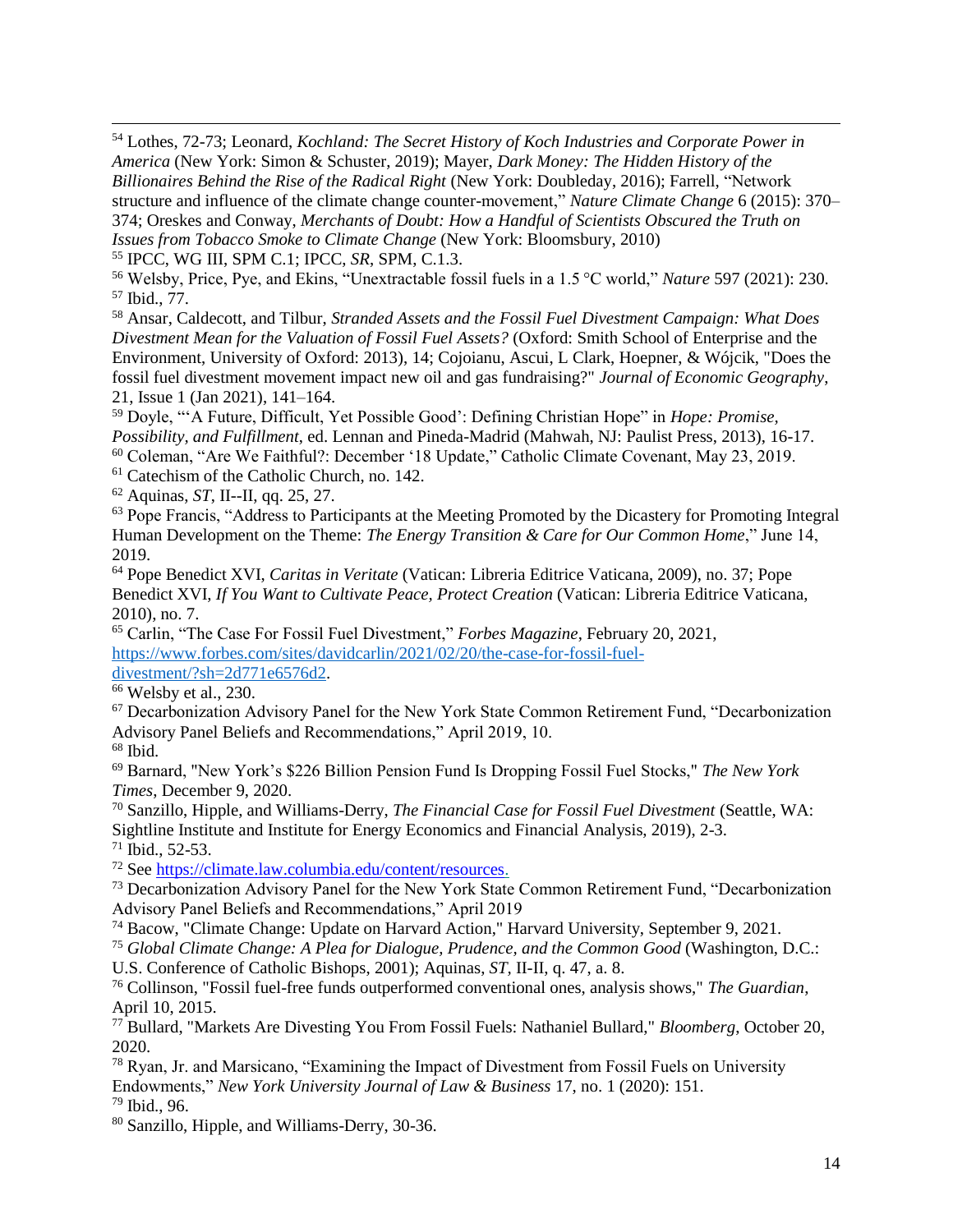[54] Lothes, 72-73; Leonard, *Kochland: The Secret History of Koch Industries and Corporate Power in America* (New York: Simon & Schuster, 2019); Mayer, *Dark Money: The Hidden History of the Billionaires Behind the Rise of the Radical Right* (New York: Doubleday, 2016); Farrell, "Network structure and influence of the climate change counter-movement," *Nature Climate Change* 6 (2015): 370–374; Oreskes and Conway, *Merchants of Doubt: How a Handful of Scientists Obscured the Truth on Issues from Tobacco Smoke to Climate Change* (New York: Bloomsbury, 2010)

[55] IPCC, WG III, SPM C.1; IPCC, *SR*, SPM, C.1.3.

[56] Welsby, Price, Pye, and Ekins, "Unextractable fossil fuels in a 1.5 °C world," *Nature* 597 (2021): 230.

[57] Ibid., 77.

[58] Ansar, Caldecott, and Tilbur, *Stranded Assets and the Fossil Fuel Divestment Campaign: What Does Divestment Mean for the Valuation of Fossil Fuel Assets?* (Oxford: Smith School of Enterprise and the Environment, University of Oxford: 2013), 14; Cojoianu, Ascui, L Clark, Hoepner, & Wójcik, "Does the fossil fuel divestment movement impact new oil and gas fundraising?" *Journal of Economic Geography*, 21, Issue 1 (Jan 2021), 141–164.

[59] Doyle, "'A Future, Difficult, Yet Possible Good': Defining Christian Hope" in *Hope: Promise, Possibility, and Fulfillment*, ed. Lennan and Pineda-Madrid (Mahwah, NJ: Paulist Press, 2013), 16-17.

[60] Coleman, "Are We Faithful?: December '18 Update," Catholic Climate Covenant, May 23, 2019.

[61] Catechism of the Catholic Church, no. 142.

[62] Aquinas, *ST*, II--II, qq. 25, 27.

[63] Pope Francis, "Address to Participants at the Meeting Promoted by the Dicastery for Promoting Integral Human Development on the Theme: *The Energy Transition & Care for Our Common Home*," June 14, 2019.

[64] Pope Benedict XVI, *Caritas in Veritate* (Vatican: Libreria Editrice Vaticana, 2009), no. 37; Pope Benedict XVI, *If You Want to Cultivate Peace, Protect Creation* (Vatican: Libreria Editrice Vaticana, 2010), no. 7.

[65] Carlin, "The Case For Fossil Fuel Divestment," *Forbes Magazine*, February 20, 2021, https://www.forbes.com/sites/davidcarlin/2021/02/20/the-case-for-fossil-fuel-divestment/?sh=2d771e6576d2.

[66] Welsby et al., 230.

[67] Decarbonization Advisory Panel for the New York State Common Retirement Fund, "Decarbonization Advisory Panel Beliefs and Recommendations," April 2019, 10.

[68] Ibid.

[69] Barnard, "New York's $226 Billion Pension Fund Is Dropping Fossil Fuel Stocks," *The New York Times*, December 9, 2020.

[70] Sanzillo, Hipple, and Williams-Derry, *The Financial Case for Fossil Fuel Divestment* (Seattle, WA: Sightline Institute and Institute for Energy Economics and Financial Analysis, 2019), 2-3.

[71] Ibid., 52-53.

[72] See https://climate.law.columbia.edu/content/resources.

[73] Decarbonization Advisory Panel for the New York State Common Retirement Fund, "Decarbonization Advisory Panel Beliefs and Recommendations," April 2019

[74] Bacow, "Climate Change: Update on Harvard Action," Harvard University, September 9, 2021.

[75] *Global Climate Change: A Plea for Dialogue, Prudence, and the Common Good* (Washington, D.C.: U.S. Conference of Catholic Bishops, 2001); Aquinas, *ST*, II-II, q. 47, a. 8.

[76] Collinson, "Fossil fuel-free funds outperformed conventional ones, analysis shows," *The Guardian*, April 10, 2015.

[77] Bullard, "Markets Are Divesting You From Fossil Fuels: Nathaniel Bullard," *Bloomberg*, October 20, 2020.

[78] Ryan, Jr. and Marsicano, "Examining the Impact of Divestment from Fossil Fuels on University Endowments," *New York University Journal of Law & Business* 17, no. 1 (2020): 151.

[79] Ibid., 96.

[80] Sanzillo, Hipple, and Williams-Derry, 30-36.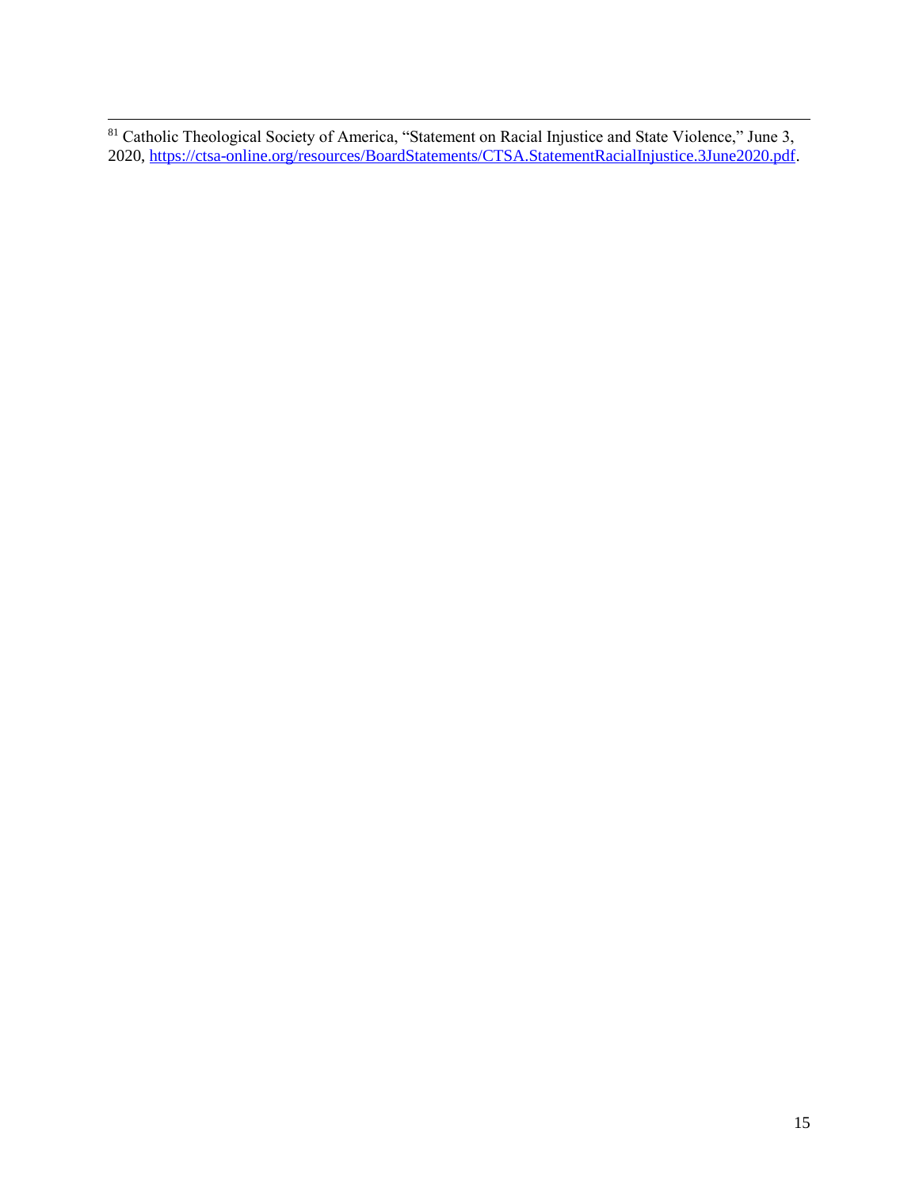[81] Catholic Theological Society of America, "Statement on Racial Injustice and State Violence," June 3, 2020, https://ctsa-online.org/resources/BoardStatements/CTSA.StatementRacialInjustice.3June2020.pdf.